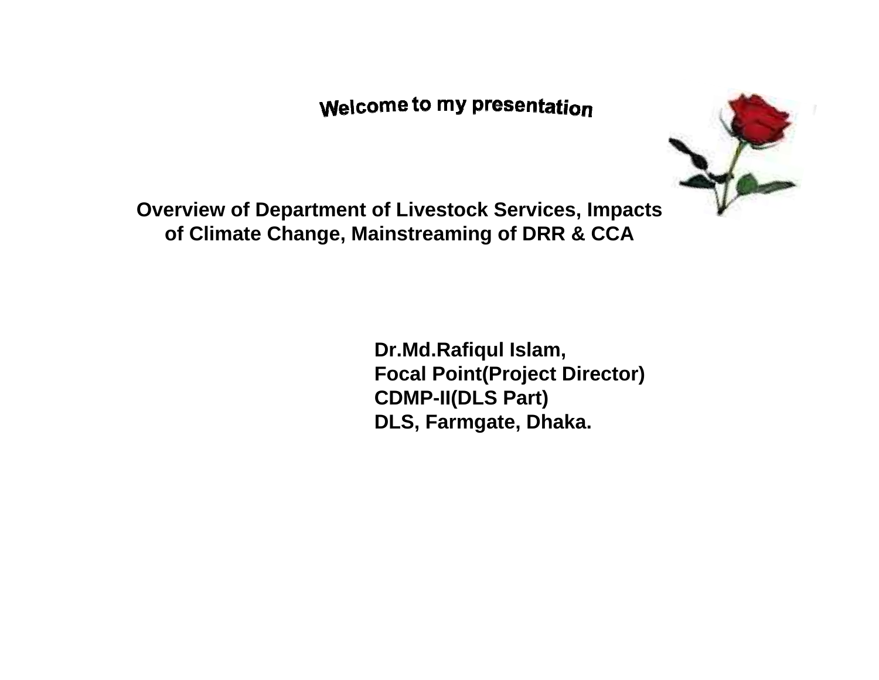Welcome to my presentation

# Overview of Department of Livestock Services, Impacts of Climate Change, Mainstreaming of DRR & CCA

**Dr.Md.Rafiqul Islam,**
**Focal Point(Project Director)**
**CDMP-II(DLS Part)**
**DLS, Farmgate, Dhaka.**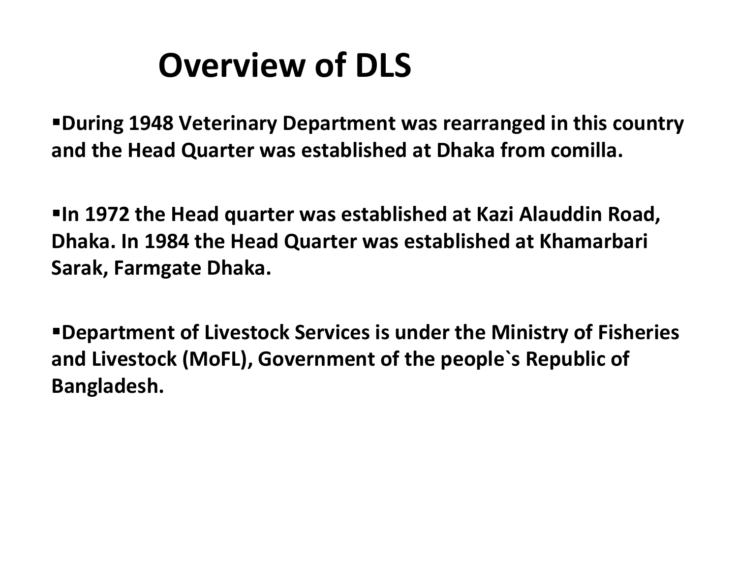# Overview of DLS

- **During 1948 Veterinary Department was rearranged in this country and the Head Quarter was established at Dhaka from comilla.**

- **In 1972 the Head quarter was established at Kazi Alauddin Road, Dhaka. In 1984 the Head Quarter was established at Khamarbari Sarak, Farmgate Dhaka.**

- **Department of Livestock Services is under the Ministry of Fisheries and Livestock (MoFL), Government of the people`s Republic of Bangladesh.**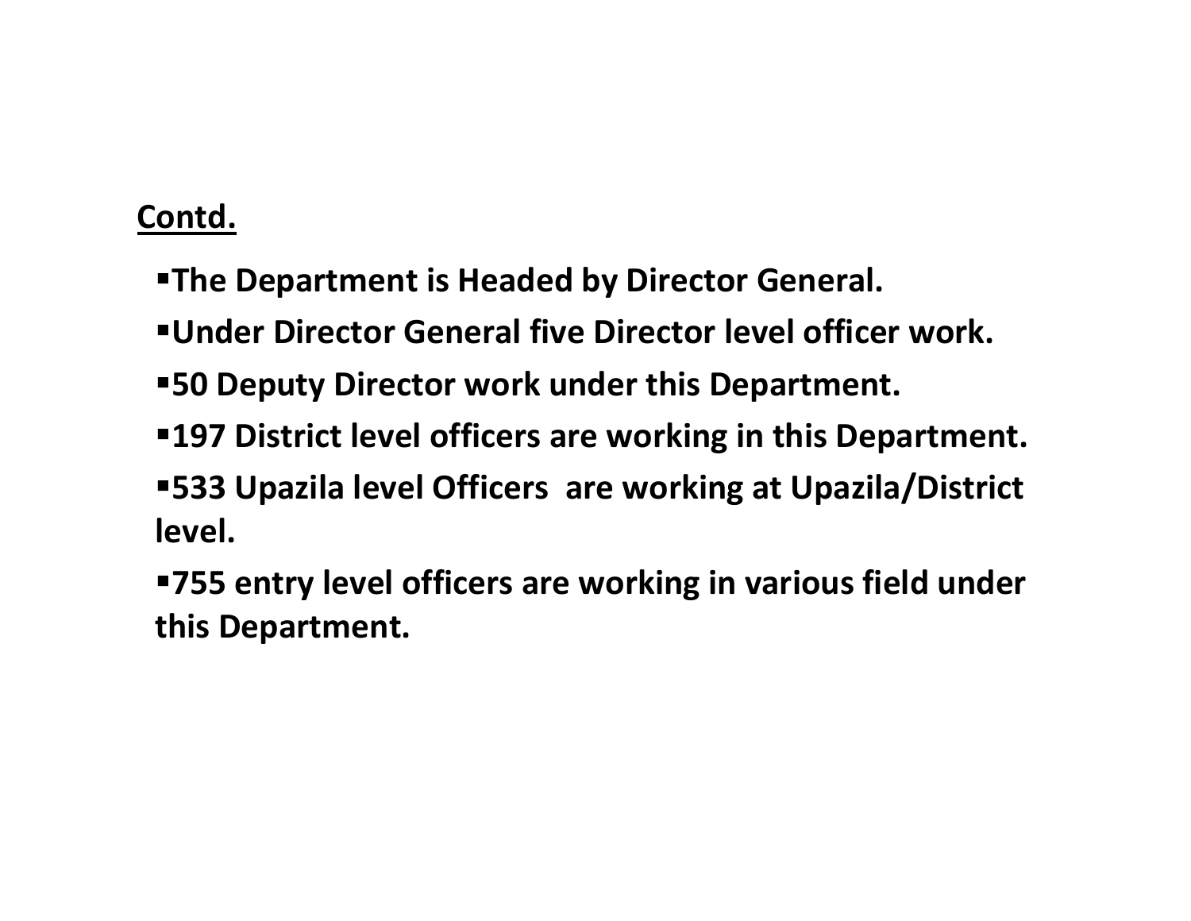**<u>Contd.</u>**

- **The Department is Headed by Director General.**
- **Under Director General five Director level officer work.**
- **50 Deputy Director work under this Department.**
- **197 District level officers are working in this Department.**
- **533 Upazila level Officers are working at Upazila/District level.**
- **755 entry level officers are working in various field under this Department.**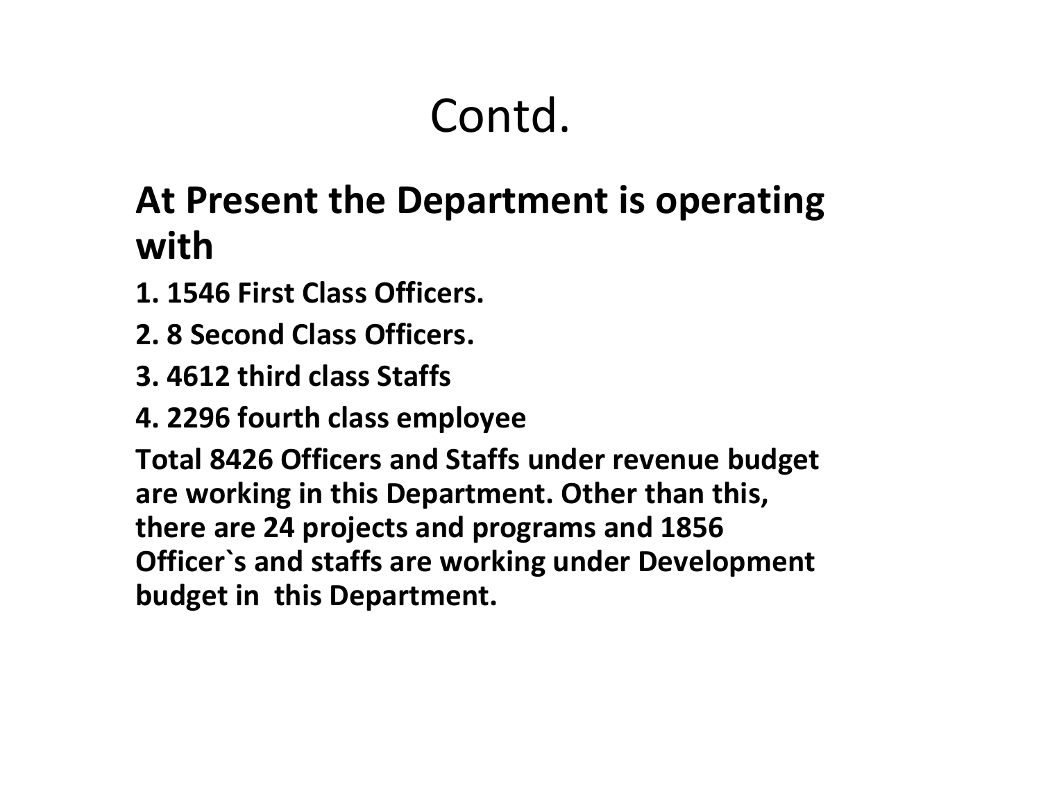# Contd.

## At Present the Department is operating with

**1. 1546 First Class Officers.**

**2. 8 Second Class Officers.**

**3. 4612 third class Staffs**

**4. 2296 fourth class employee**

**Total 8426 Officers and Staffs under revenue budget are working in this Department. Other than this, there are 24 projects and programs and 1856 Officer`s and staffs are working under Development budget in this Department.**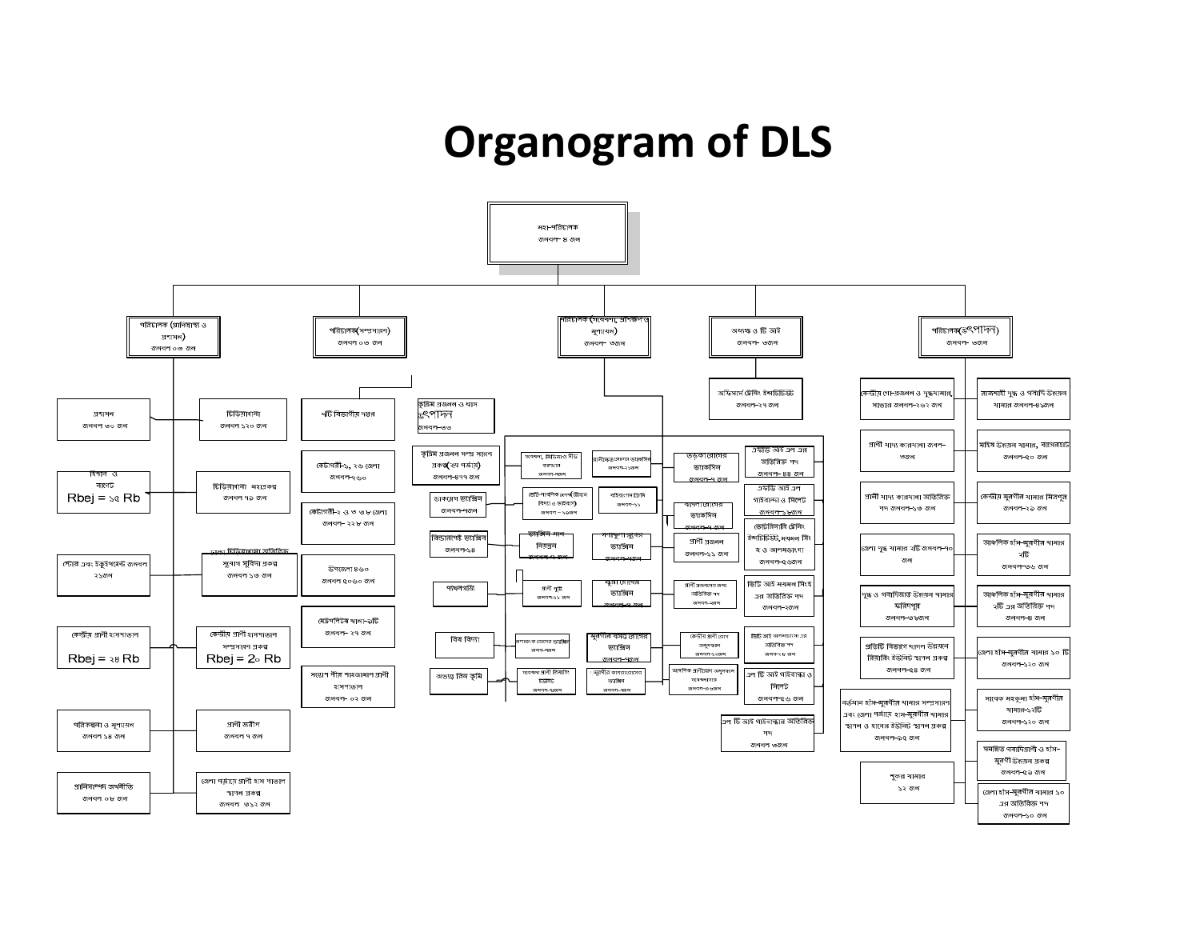# Organogram of DLS

মহা-পরিচালক
জনবল- ৪ জন

- পরিচালক (প্রানিস্বাস্থ্য ও প্রশাসন) জনবল ০৩ জন
  - প্রশাসন জনবল ৩০ জন
  - হিসাব ও বাজেট Rbej = ১৫ Rb
  - স্টোর এবং ইকুইপমেন্ট জনবল ২১জন
  - কেন্দ্রীয় প্রাণী হাসপাতাল Rbej = ২৪ Rb
  - পরিকল্পনা ও মূল্যায়ন জনবল ১৪ জন
  - প্রানিসম্পদ অর্থনীতি জনবল ০৮ জন
  - চিড়িয়াখানা জনবল ১২০ জন
  - চিড়িয়াখানা মহাপ্রকল্প জনবল ৭৯ জন
  - ঢাকা চিড়িয়াখানা আতিরিক্ত সুযোগ সুবিধা প্রকল্প জনবল ১৩ জন
  - কেন্দ্রীয় প্রাণী হাসপাতাল সম্প্রসারণ প্রকল্প Rbej = 2০ Rb
  - প্রাণী অর্জীন জনবল ৭ জন
  - জেলা পর্যায়ে প্রাণী হাস পাতাল স্থাপন প্রকল্প জনবল ৬১২ জন
- পরিচালক(সম্প্রসারণ) জনবল ০৩ জন
  - ৭টি বিভাগীয় দপ্তর
  - কোটাগরী-১, ২৬ জেলা জনবল-২৬০
  - কোটাগরী-২ ও ৩ ও ৩৮ জেলা জনবল- ২২৮ জন
  - উপজেলা ৪৬০ জনবল ৫০৬০ জন
  - মেট্রোপলিটন্স থানা-৭টি জনবল- ২৭ জন
  - সন্তোষ পীর শাহজামাল প্রাণী হাসপাতাল জনবল- ০২ জন
- পরিচালক (গবেষণা, প্রশিক্ষণ ও মূল্যায়ন) জনবল- ৩জন
  - কৃত্রিম প্রজনন ও ঘাস উৎপাদন জনবল-৩৩
  - কৃত্রিম প্রজনন সম্প্র সারণ প্রকল্প(২য় পর্যায়) জনবল-৪৭৭ জন
  - ডাকপ্লেগ ভ্যাক্সিন জনবল-৭৩ন
  - নিউক্যাসল ভ্যাক্সিন জনবল-১৪
  - পশুপুষ্টি
  - বিষ বিদ্যা
  - অভ্যন্ত রিন কৃমি
  - গবেষণা, প্রশিক্ষণ ও মীড জরুপাত জনবল-
  - রানীক্ষেত রোগের ভ্যাকসিন জনবল-১২জন
  - ভেটি-নারি জনস্বাস্থ্য (রোগ বিদ্যা ও জরাপাত) জনবল -১৩জন
  - ব্যাক্টেরিয়াল টিকা জনবল-১১
  - ভ্যাক্সিন মান নিয়ন্ত্রন
  - গলাফুলা রোগের ভ্যাক্সিন
  - প্রাণী পুষ্টি জনবল-১১ জন
  - ক্ষুরা রোগের ভ্যাক্সিন
  - রোগতত্ত্ব গবেষণা ভ্যাক্সিন জনবল-
  - মুরগির বসন্ত রোগের ভ্যাক্সিন
  - গবেষণা প্রাণী উৎপাদন ইউনিট জনবল-
  - মুরগীর কলেরা রোগের ভ্যাক্সিন জনবল-
  - তড়কা রোগের ভ্যাকসিন জনবল-৭ জন
  - বাদলা রোগের ভ্যাকসিন জনবল-৭ জন
  - প্রাণী প্রজনন জনবল-১১ জন
  - প্রাণী প্রজননের জন্য অতিরিক্ত পদ জনবল-
  - কেন্দ্রীয় প্রাণী রোগ অনুসন্ধান জনবল-১২জন
  - আঞ্চলিক প্রাণীরোগ অনুসন্ধান গবেষণাগার জনবল-৩৫জন
- অধ্যক্ষ ও টি আই জনবল- ৩জন
  - অফিসার্স ট্রেনিং ইন্সটিটিউট জনবল-২৭ জন
  - এলডি আই এর এর অতিরিক্ত পদ জনবল- ৪৪ জন
  - এলডি আই এর গাইবান্দা ও সিলেট জনবল-১৬জন
  - ভেটেরিনারি ট্রেনিং ইন্সটিটিউট,নবমল সিং হ ও আলমডাংগা জনবল-৫৬জন
  - ভিটি আই ময়মন সিংহ এর অতিরিক্ত পদ জনবল-২জন
  - ভিটি আই আলমডাংগা এর অতিরিক্ত পদ জনবল-২৮ জন
  - এল টি আই গাইবান্ধা ও সিলেট জনবল-২৬ জন
  - এল টি আই গাইবান্ধার অতিরিক্ত পদ জনবল ৩জন
- পরিচালক(উৎপাদন) জনবল- ৩জন
  - কেন্দ্রীয় গো-প্রজনন ও দুগ্ধখামার, সাভার জনবল-২৬২ জন
  - প্রাণী খাদ্য কারখানা জনবল-৩জন
  - প্রাণী খাদ্য কারখানা অতিরিক্ত পদ জনবল-১৩ জন
  - জেলা দুগ্ধ খামার ২টি জনবল-৭০ জন
  - দুগ্ধ ও গবাদিজাত উন্নয়ন খামার ফরিদপুর জনবল-৩৬জন
  - প্রতিটি বিভাগে ছাগল উন্নয়ন রিয়ারিং ইউনিট স্থাপন প্রকল্প জনবল-৫৪ জন
  - বর্তমান হাঁস-মুরগীর খামার সম্প্রসারণ এবং জেলা পর্যায়ে হাঁস-মুরগীর খামার স্থাপন ও হাসের ইউনিট স্থাপন প্রকল্প জনবল-৯৫ জন
  - শুকর খামার ১২ জন
  - রাজশাহী দুগ্ধ ও গবাদি উন্নয়ন খামার জনবল-৪১জন
  - মহিষ উন্নয়ন খামার, বাগেরহাট জনবল-৫০ জন
  - কেন্দ্রীয় মুরগীর খামার মিরপুর জনবল-২৯ জন
  - আঞ্চলিক হাঁস-মুরগীর খামার ২টি জনবল-৩৬ জন
  - আঞ্চলিক হাঁস-মুরগীর খামার ২টি এর অতিরিক্ত পদ জনবল-৪ জন
  - জেলা হাঁস-মুরগীর খামার ১০ টি জনবল-১২০ জন
  - সাবেক মহকুমা হাঁস-মুরগীর খামার-১২টি জনবল-১২০ জন
  - সমন্বিত গবাদিপ্রাণী ও হাঁস-মুরগী উন্নয়ন প্রকল্প জনবল-৫৭ জন
  - জেলা হাঁস-মুরগীর খামার ১০ এর অতিরিক্ত পদ জনবল-১০ জন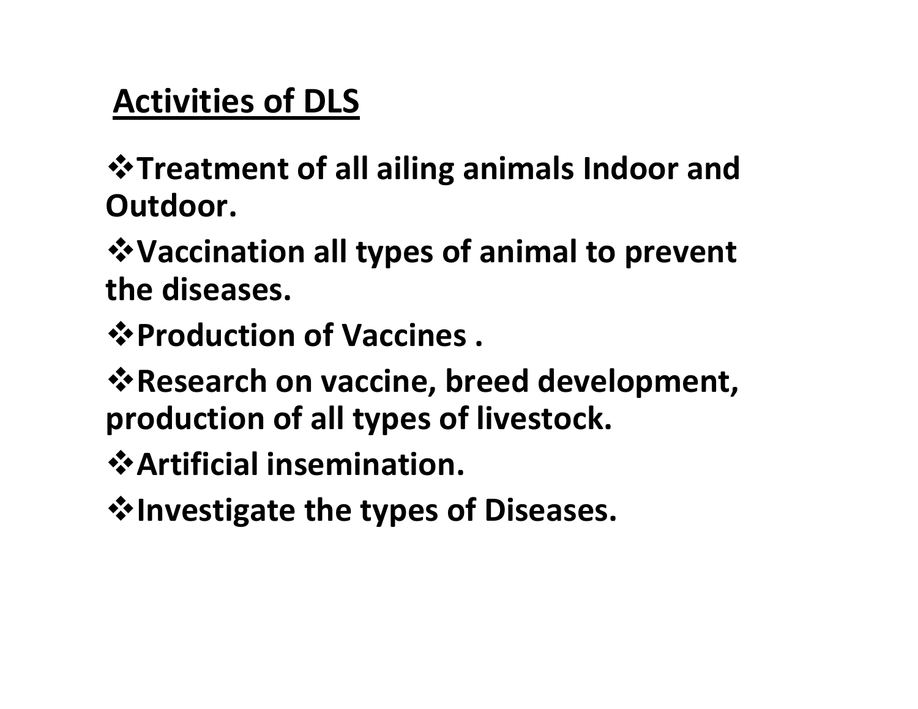## Activities of DLS

- **Treatment of all ailing animals Indoor and Outdoor.**
- **Vaccination all types of animal to prevent the diseases.**
- **Production of Vaccines .**
- **Research on vaccine, breed development, production of all types of livestock.**
- **Artificial insemination.**
- **Investigate the types of Diseases.**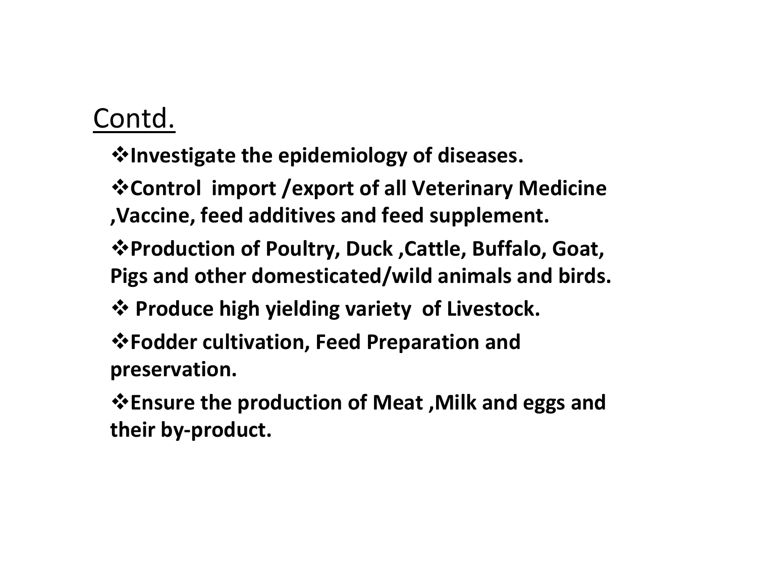## Contd.

- **Investigate the epidemiology of diseases.**
- **Control import /export of all Veterinary Medicine ,Vaccine, feed additives and feed supplement.**
- **Production of Poultry, Duck ,Cattle, Buffalo, Goat, Pigs and other domesticated/wild animals and birds.**
- **Produce high yielding variety of Livestock.**
- **Fodder cultivation, Feed Preparation and preservation.**
- **Ensure the production of Meat ,Milk and eggs and their by-product.**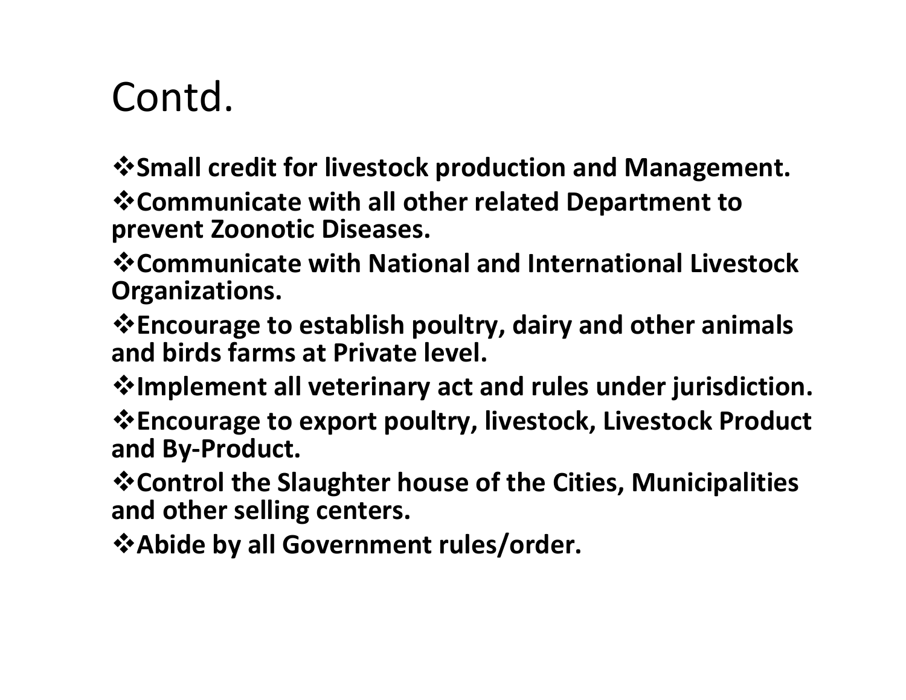# Contd.

- **Small credit for livestock production and Management.**
- **Communicate with all other related Department to prevent Zoonotic Diseases.**
- **Communicate with National and International Livestock Organizations.**
- **Encourage to establish poultry, dairy and other animals and birds farms at Private level.**
- **Implement all veterinary act and rules under jurisdiction.**
- **Encourage to export poultry, livestock, Livestock Product and By-Product.**
- **Control the Slaughter house of the Cities, Municipalities and other selling centers.**
- **Abide by all Government rules/order.**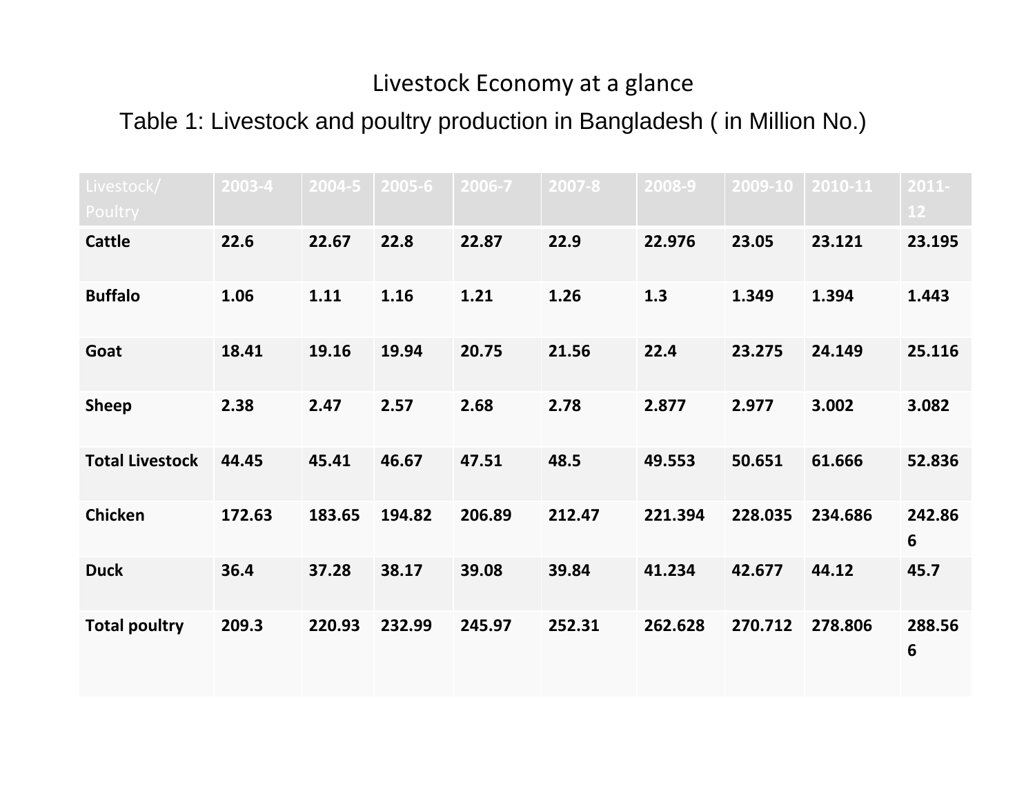# Livestock Economy at a glance

Table 1: Livestock and poultry production in Bangladesh ( in Million No.)

| Livestock/ Poultry | 2003-4 | 2004-5 | 2005-6 | 2006-7 | 2007-8 | 2008-9 | 2009-10 | 2010-11 | 2011-12 |
|---|---|---|---|---|---|---|---|---|---|
| **Cattle** | **22.6** | **22.67** | **22.8** | **22.87** | **22.9** | **22.976** | **23.05** | **23.121** | **23.195** |
| **Buffalo** | **1.06** | **1.11** | **1.16** | **1.21** | **1.26** | **1.3** | **1.349** | **1.394** | **1.443** |
| **Goat** | **18.41** | **19.16** | **19.94** | **20.75** | **21.56** | **22.4** | **23.275** | **24.149** | **25.116** |
| **Sheep** | **2.38** | **2.47** | **2.57** | **2.68** | **2.78** | **2.877** | **2.977** | **3.002** | **3.082** |
| **Total Livestock** | **44.45** | **45.41** | **46.67** | **47.51** | **48.5** | **49.553** | **50.651** | **61.666** | **52.836** |
| **Chicken** | **172.63** | **183.65** | **194.82** | **206.89** | **212.47** | **221.394** | **228.035** | **234.686** | **242.866** |
| **Duck** | **36.4** | **37.28** | **38.17** | **39.08** | **39.84** | **41.234** | **42.677** | **44.12** | **45.7** |
| **Total poultry** | **209.3** | **220.93** | **232.99** | **245.97** | **252.31** | **262.628** | **270.712** | **278.806** | **288.566** |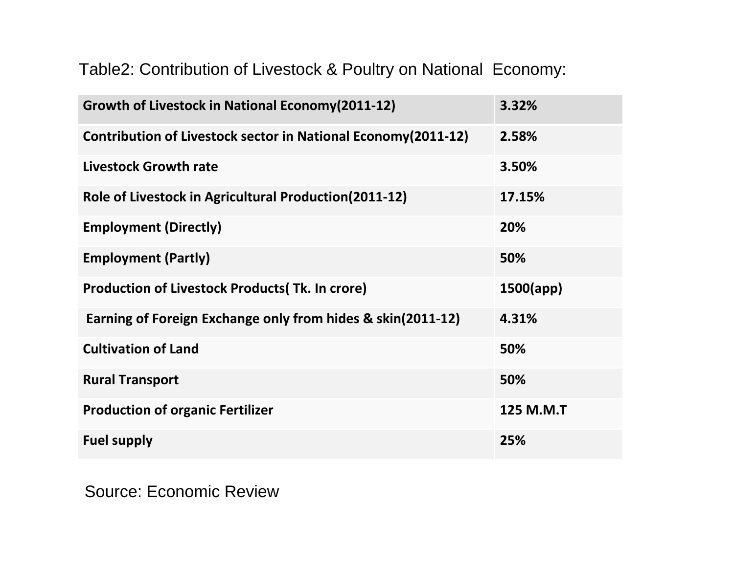Table2: Contribution of Livestock & Poultry on National  Economy:

| Growth of Livestock in National Economy(2011-12) | 3.32% |
|---|---|
| Contribution of Livestock sector in National Economy(2011-12) | 2.58% |
| Livestock Growth rate | 3.50% |
| Role of Livestock in Agricultural Production(2011-12) | 17.15% |
| Employment (Directly) | 20% |
| Employment (Partly) | 50% |
| Production of Livestock Products( Tk. In crore) | 1500(app) |
| Earning of Foreign Exchange only from hides & skin(2011-12) | 4.31% |
| Cultivation of Land | 50% |
| Rural Transport | 50% |
| Production of organic Fertilizer | 125 M.M.T |
| Fuel supply | 25% |

Source: Economic Review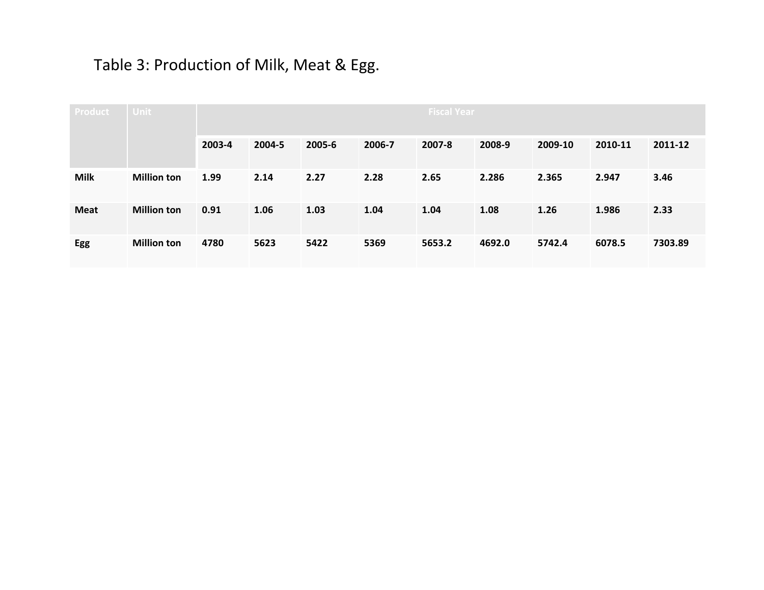Table 3: Production of Milk, Meat & Egg.

| Product | Unit | Fiscal Year | | | | | | | | |
|---|---|---|---|---|---|---|---|---|---|---|
| | | 2003-4 | 2004-5 | 2005-6 | 2006-7 | 2007-8 | 2008-9 | 2009-10 | 2010-11 | 2011-12 |
| **Milk** | **Million ton** | **1.99** | **2.14** | **2.27** | **2.28** | **2.65** | **2.286** | **2.365** | **2.947** | **3.46** |
| **Meat** | **Million ton** | **0.91** | **1.06** | **1.03** | **1.04** | **1.04** | **1.08** | **1.26** | **1.986** | **2.33** |
| **Egg** | **Million ton** | **4780** | **5623** | **5422** | **5369** | **5653.2** | **4692.0** | **5742.4** | **6078.5** | **7303.89** |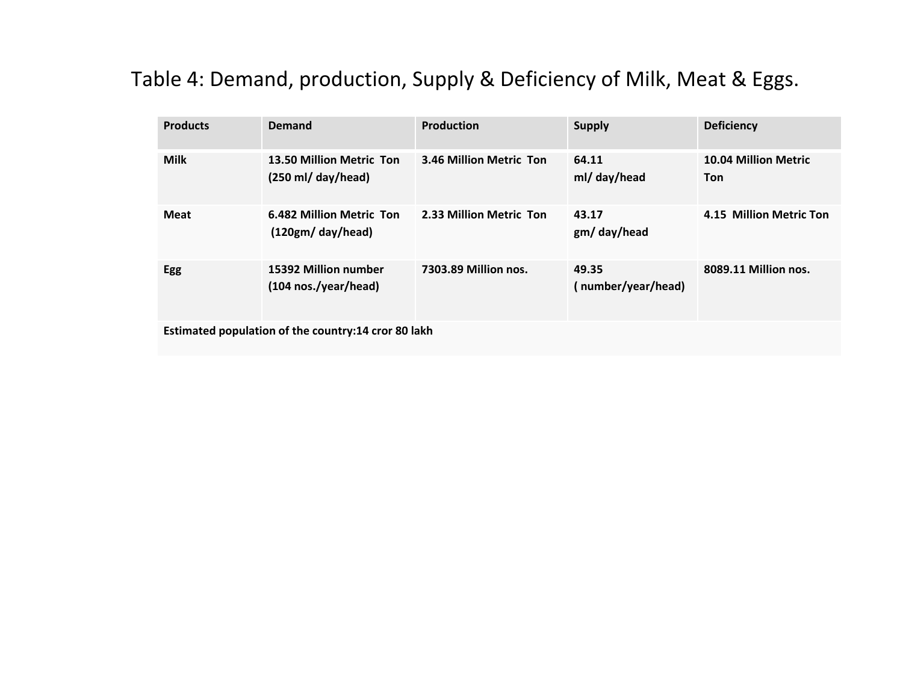Table 4: Demand, production, Supply & Deficiency of Milk, Meat & Eggs.

| Products | Demand | Production | Supply | Deficiency |
|---|---|---|---|---|
| **Milk** | **13.50 Million Metric Ton (250 ml/ day/head)** | **3.46 Million Metric Ton** | **64.11 ml/ day/head** | **10.04 Million Metric Ton** |
| **Meat** | **6.482 Million Metric Ton (120gm/ day/head)** | **2.33 Million Metric Ton** | **43.17 gm/ day/head** | **4.15 Million Metric Ton** |
| **Egg** | **15392 Million number (104 nos./year/head)** | **7303.89 Million nos.** | **49.35 ( number/year/head)** | **8089.11 Million nos.** |
| **Estimated population of the country:14 cror 80 lakh** | | | | |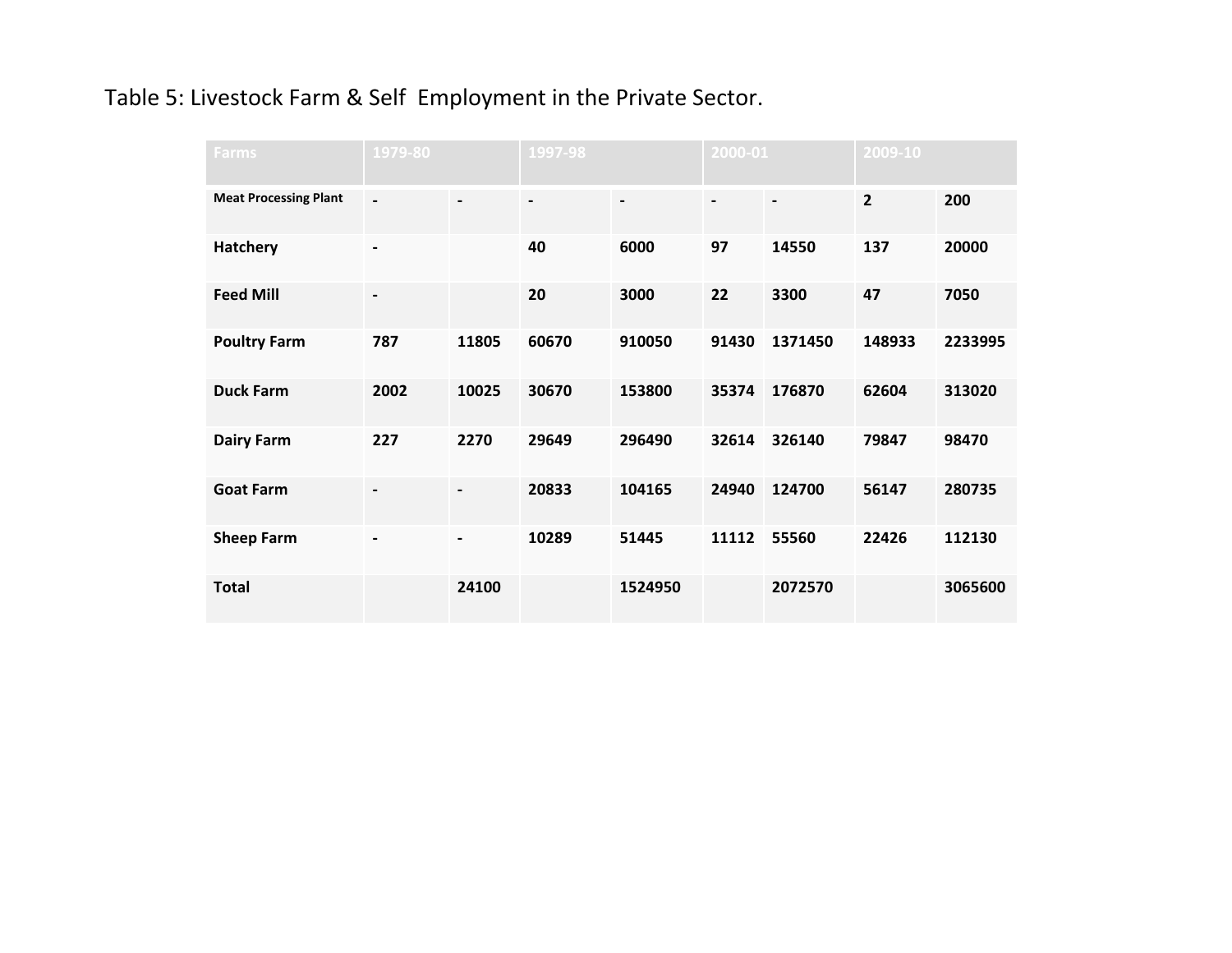Table 5: Livestock Farm & Self Employment in the Private Sector.

| Farms | 1979-80 | | 1997-98 | | 2000-01 | | 2009-10 | |
|---|---|---|---|---|---|---|---|---|
| **Meat Processing Plant** | - | - | - | - | - | - | 2 | 200 |
| **Hatchery** | - | | 40 | 6000 | 97 | 14550 | 137 | 20000 |
| **Feed Mill** | - | | 20 | 3000 | 22 | 3300 | 47 | 7050 |
| **Poultry Farm** | 787 | 11805 | 60670 | 910050 | 91430 | 1371450 | 148933 | 2233995 |
| **Duck Farm** | 2002 | 10025 | 30670 | 153800 | 35374 | 176870 | 62604 | 313020 |
| **Dairy Farm** | 227 | 2270 | 29649 | 296490 | 32614 | 326140 | 79847 | 98470 |
| **Goat Farm** | - | - | 20833 | 104165 | 24940 | 124700 | 56147 | 280735 |
| **Sheep Farm** | - | - | 10289 | 51445 | 11112 | 55560 | 22426 | 112130 |
| **Total** | | 24100 | | 1524950 | | 2072570 | | 3065600 |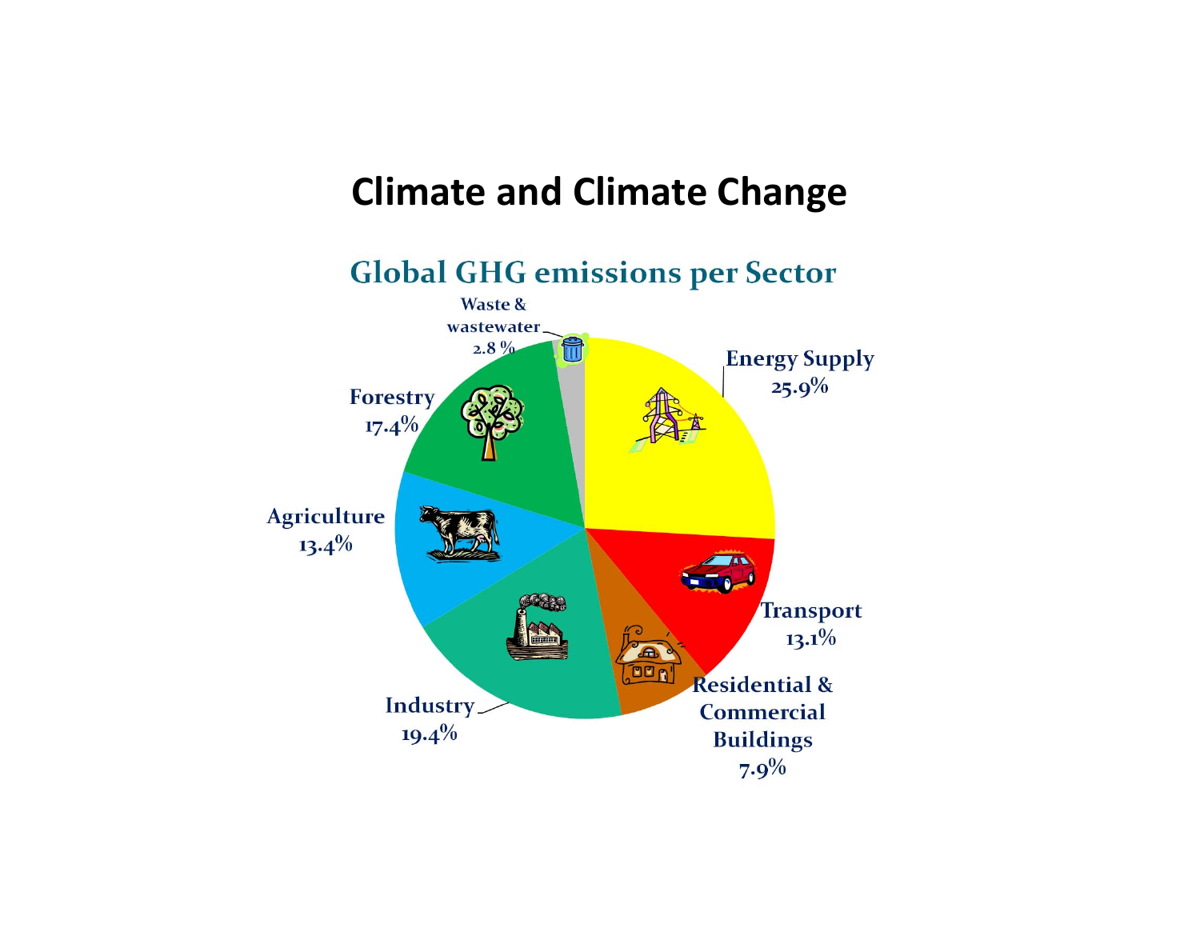# Climate and Climate Change

## Global GHG emissions per Sector

- Energy Supply 25.9%
- Transport 13.1%
- Residential & Commercial Buildings 7.9%
- Industry 19.4%
- Agriculture 13.4%
- Forestry 17.4%
- Waste & wastewater 2.8 %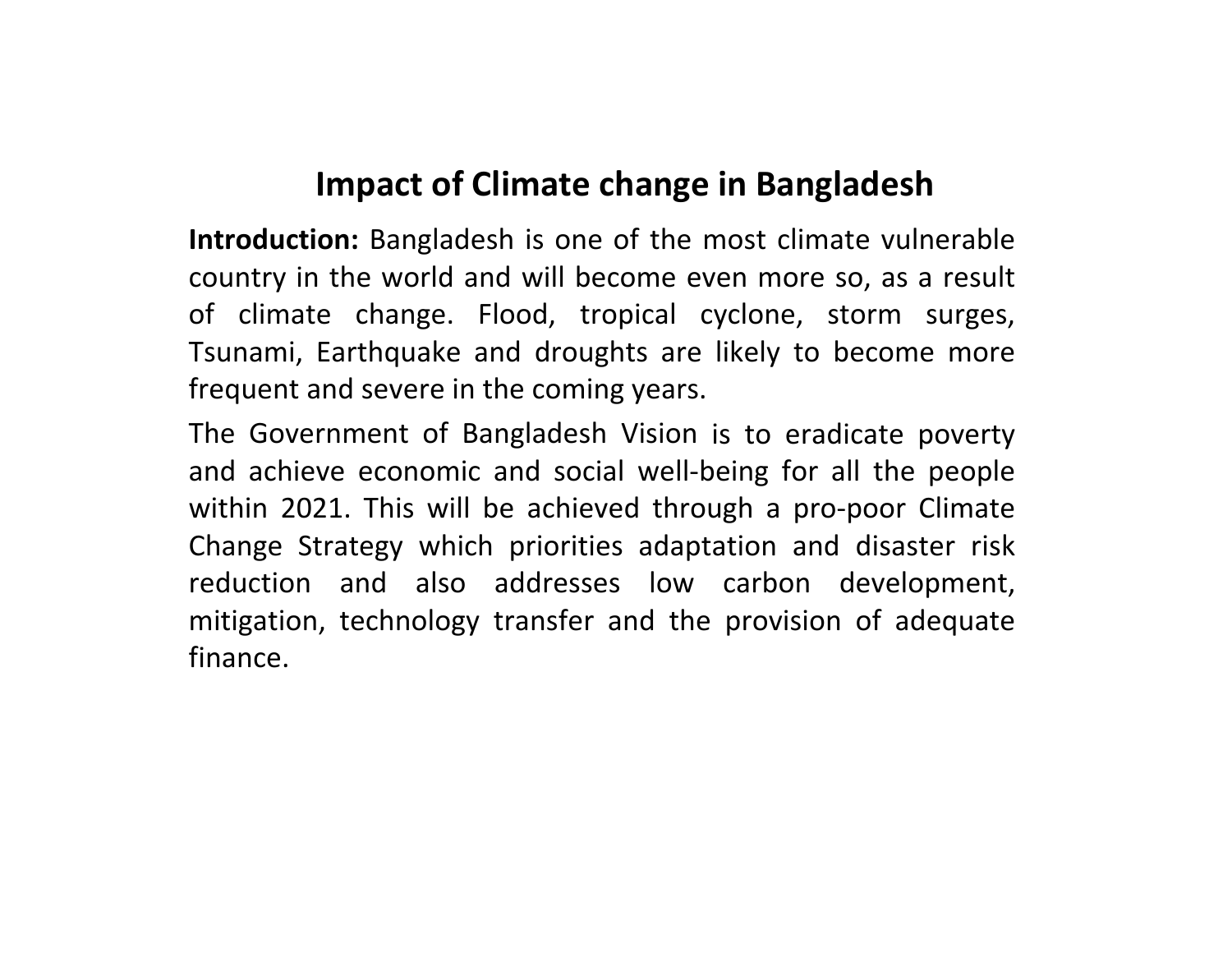# Impact of Climate change in Bangladesh

**Introduction:** Bangladesh is one of the most climate vulnerable country in the world and will become even more so, as a result of climate change. Flood, tropical cyclone, storm surges, Tsunami, Earthquake and droughts are likely to become more frequent and severe in the coming years.

The Government of Bangladesh Vision is to eradicate poverty and achieve economic and social well-being for all the people within 2021. This will be achieved through a pro-poor Climate Change Strategy which priorities adaptation and disaster risk reduction and also addresses low carbon development, mitigation, technology transfer and the provision of adequate finance.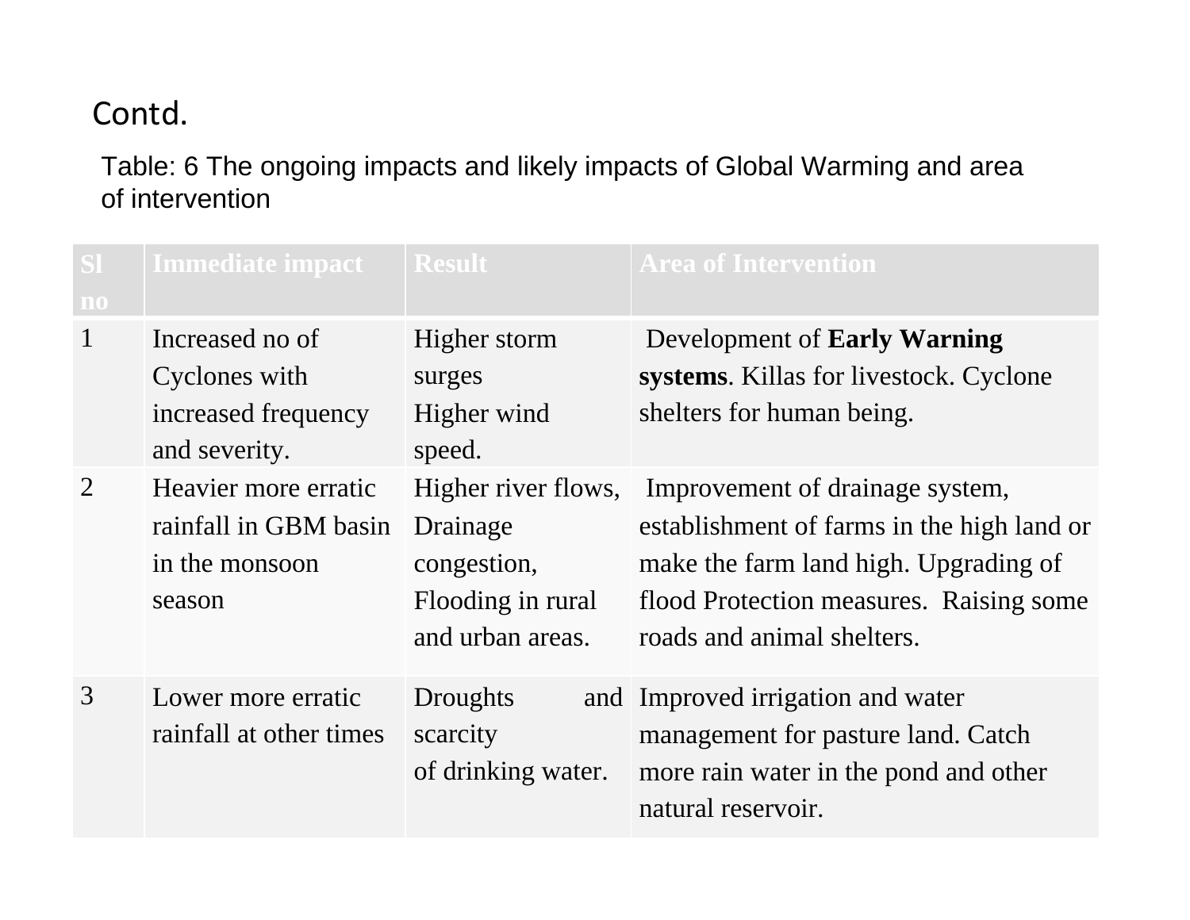Contd.

Table: 6 The ongoing impacts and likely impacts of Global Warming and area of intervention

| Sl no | Immediate impact | Result | Area of Intervention |
|---|---|---|---|
| 1 | Increased no of Cyclones with increased frequency and severity. | Higher storm surges Higher wind speed. | Development of **Early Warning systems**. Killas for livestock. Cyclone shelters for human being. |
| 2 | Heavier more erratic rainfall in GBM basin in the monsoon season | Higher river flows, Drainage congestion, Flooding in rural and urban areas. | Improvement of drainage system, establishment of farms in the high land or make the farm land high. Upgrading of flood Protection measures. Raising some roads and animal shelters. |
| 3 | Lower more erratic rainfall at other times | Droughts and scarcity of drinking water. | Improved irrigation and water management for pasture land. Catch more rain water in the pond and other natural reservoir. |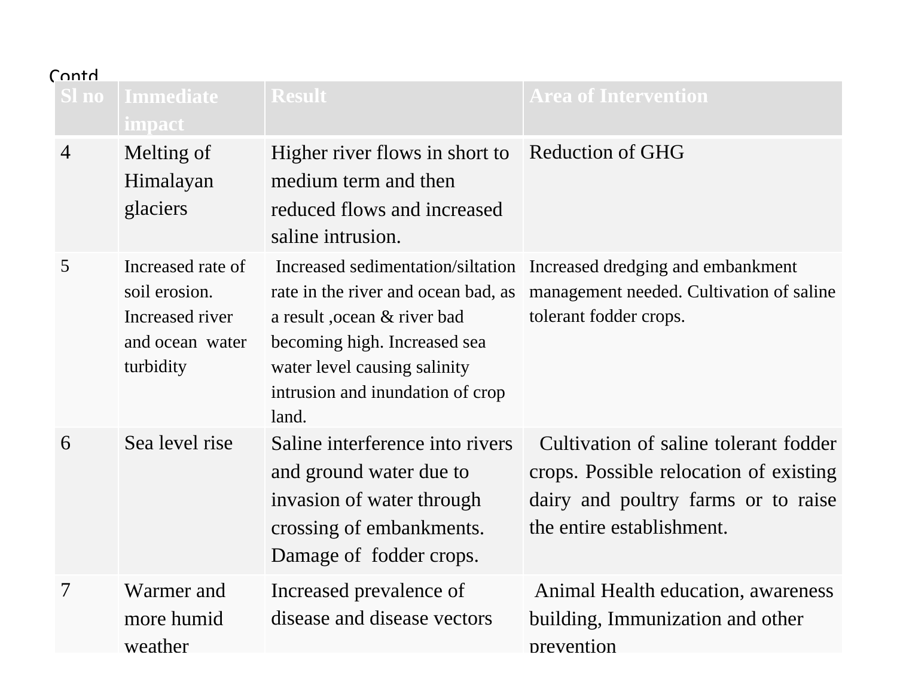Contd

| Sl no | Immediate impact | Result | Area of Intervention |
|---|---|---|---|
| 4 | Melting of Himalayan glaciers | Higher river flows in short to medium term and then reduced flows and increased saline intrusion. | Reduction of GHG |
| 5 | Increased rate of soil erosion. Increased river and ocean water turbidity | Increased sedimentation/siltation rate in the river and ocean bad, as a result ,ocean & river bad becoming high. Increased sea water level causing salinity intrusion and inundation of crop land. | Increased dredging and embankment management needed. Cultivation of saline tolerant fodder crops. |
| 6 | Sea level rise | Saline interference into rivers and ground water due to invasion of water through crossing of embankments. Damage of fodder crops. | Cultivation of saline tolerant fodder crops. Possible relocation of existing dairy and poultry farms or to raise the entire establishment. |
| 7 | Warmer and more humid weather | Increased prevalence of disease and disease vectors | Animal Health education, awareness building, Immunization and other prevention |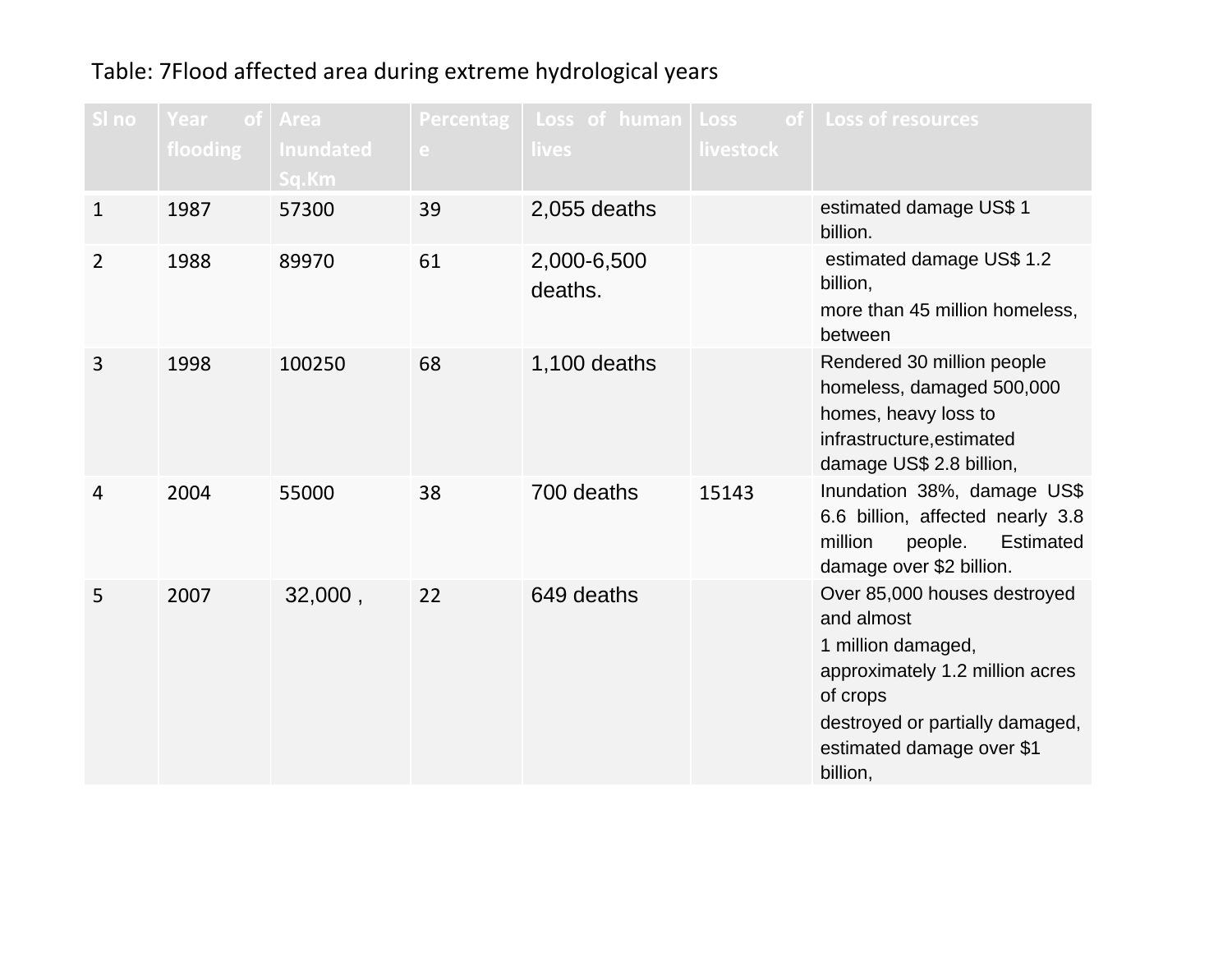Table: 7Flood affected area during extreme hydrological years

| Sl no | Year of flooding | Area Inundated Sq.Km | Percentage | Loss of human lives | Loss of livestock | Loss of resources |
|---|---|---|---|---|---|---|
| 1 | 1987 | 57300 | 39 | 2,055 deaths | | estimated damage US$ 1 billion. |
| 2 | 1988 | 89970 | 61 | 2,000-6,500 deaths. | | estimated damage US$ 1.2 billion, more than 45 million homeless, between |
| 3 | 1998 | 100250 | 68 | 1,100 deaths | | Rendered 30 million people homeless, damaged 500,000 homes, heavy loss to infrastructure,estimated damage US$ 2.8 billion, |
| 4 | 2004 | 55000 | 38 | 700 deaths | 15143 | Inundation 38%, damage US$ 6.6 billion, affected nearly 3.8 million people. Estimated damage over $2 billion. |
| 5 | 2007 | 32,000 , | 22 | 649 deaths | | Over 85,000 houses destroyed and almost 1 million damaged, approximately 1.2 million acres of crops destroyed or partially damaged, estimated damage over $1 billion, |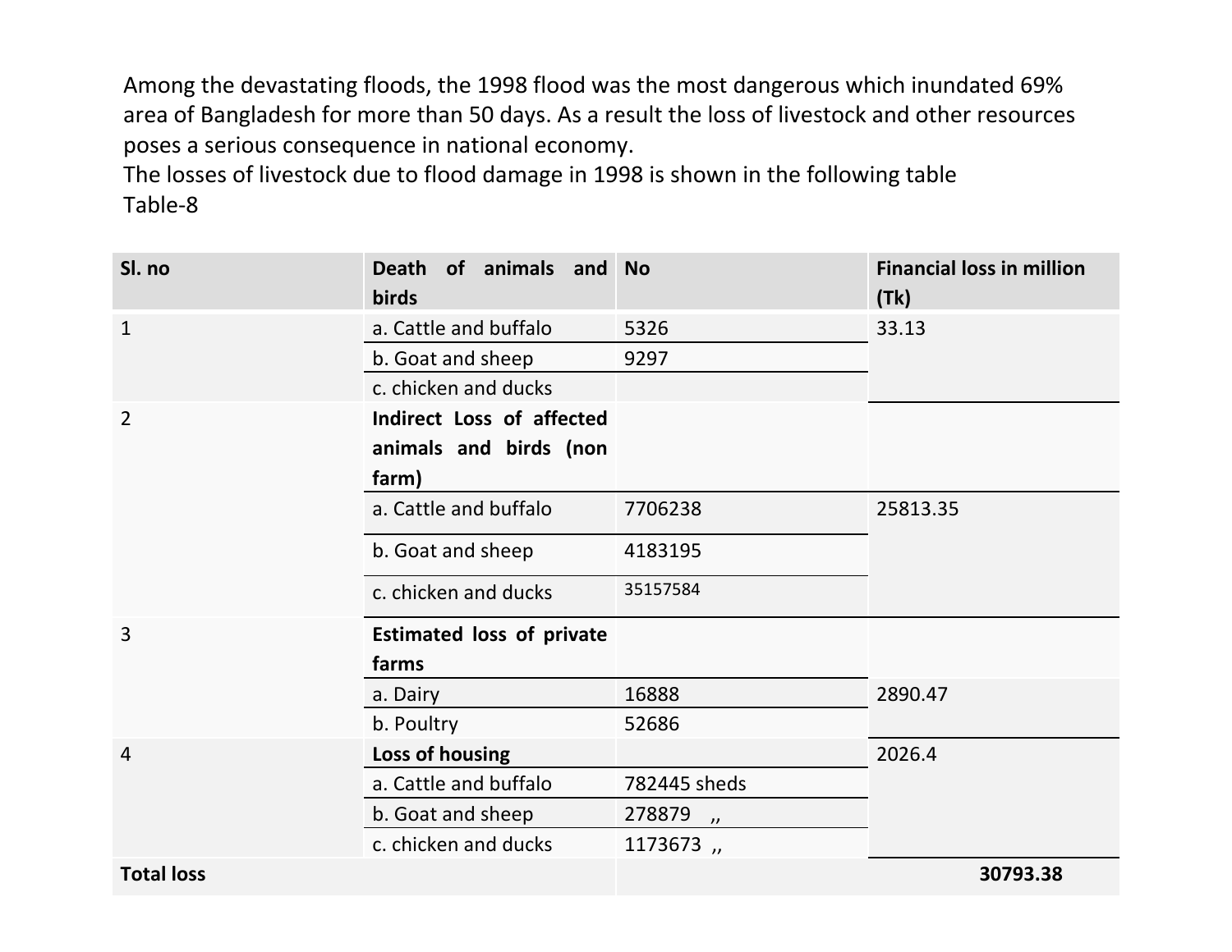Among the devastating floods, the 1998 flood was the most dangerous which inundated 69% area of Bangladesh for more than 50 days. As a result the loss of livestock and other resources poses a serious consequence in national economy.

The losses of livestock due to flood damage in 1998 is shown in the following table

Table-8

| Sl. no | Death of animals and birds | No | Financial loss in million (Tk) |
|---|---|---|---|
| 1 | a. Cattle and buffalo | 5326 | 33.13 |
| | b. Goat and sheep | 9297 | |
| | c. chicken and ducks | | |
| 2 | **Indirect Loss of affected animals and birds (non farm)** | | |
| | a. Cattle and buffalo | 7706238 | 25813.35 |
| | b. Goat and sheep | 4183195 | |
| | c. chicken and ducks | 35157584 | |
| 3 | **Estimated loss of private farms** | | |
| | a. Dairy | 16888 | 2890.47 |
| | b. Poultry | 52686 | |
| 4 | **Loss of housing** | | 2026.4 |
| | a. Cattle and buffalo | 782445 sheds | |
| | b. Goat and sheep | 278879 ,, | |
| | c. chicken and ducks | 1173673 ,, | |
| **Total loss** | | | **30793.38** |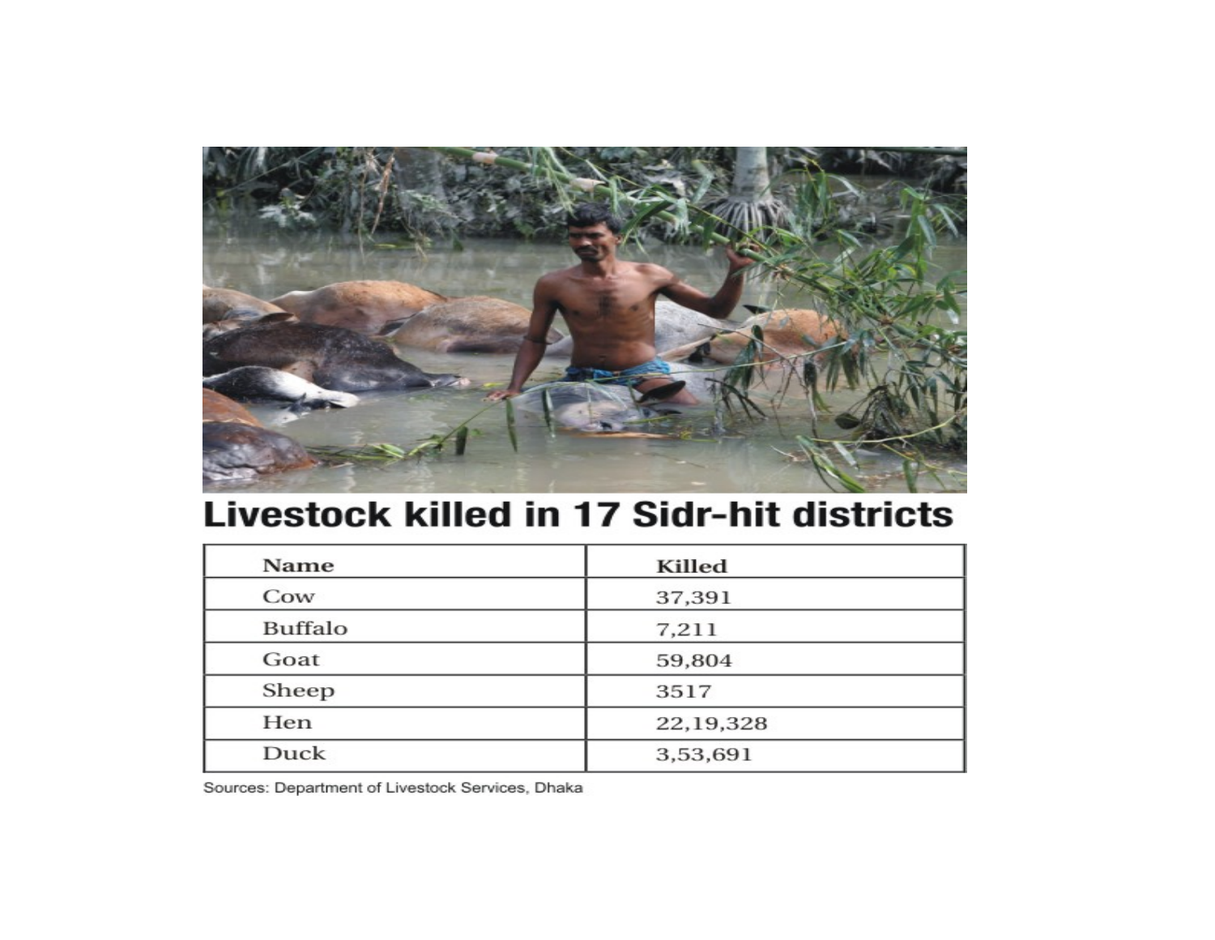## Livestock killed in 17 Sidr-hit districts

| Name | Killed |
|---|---|
| Cow | 37,391 |
| Buffalo | 7,211 |
| Goat | 59,804 |
| Sheep | 3517 |
| Hen | 22,19,328 |
| Duck | 3,53,691 |

Sources: Department of Livestock Services, Dhaka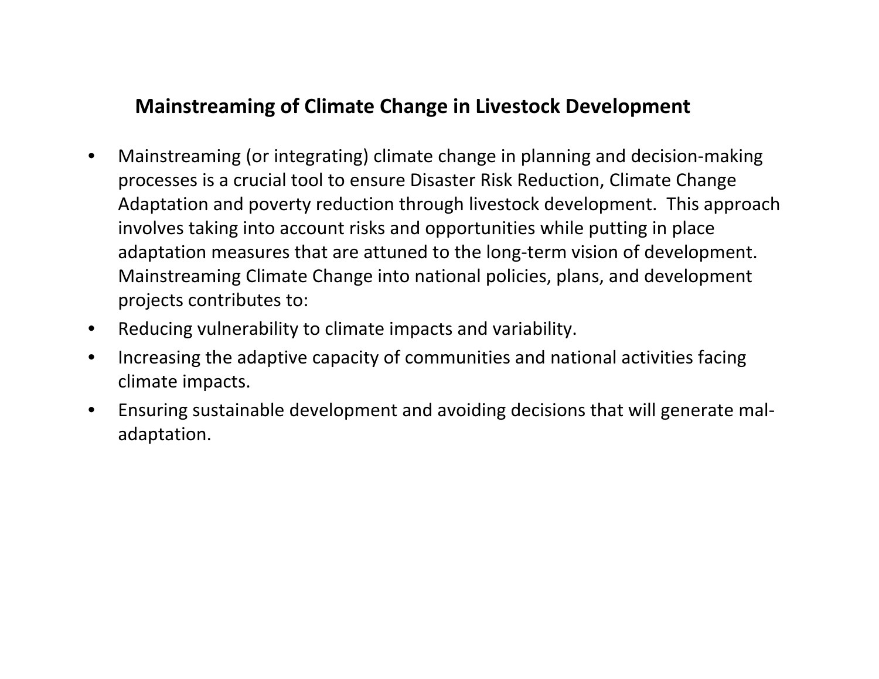## Mainstreaming of Climate Change in Livestock Development

- Mainstreaming (or integrating) climate change in planning and decision-making processes is a crucial tool to ensure Disaster Risk Reduction, Climate Change Adaptation and poverty reduction through livestock development. This approach involves taking into account risks and opportunities while putting in place adaptation measures that are attuned to the long-term vision of development. Mainstreaming Climate Change into national policies, plans, and development projects contributes to:
- Reducing vulnerability to climate impacts and variability.
- Increasing the adaptive capacity of communities and national activities facing climate impacts.
- Ensuring sustainable development and avoiding decisions that will generate mal-adaptation.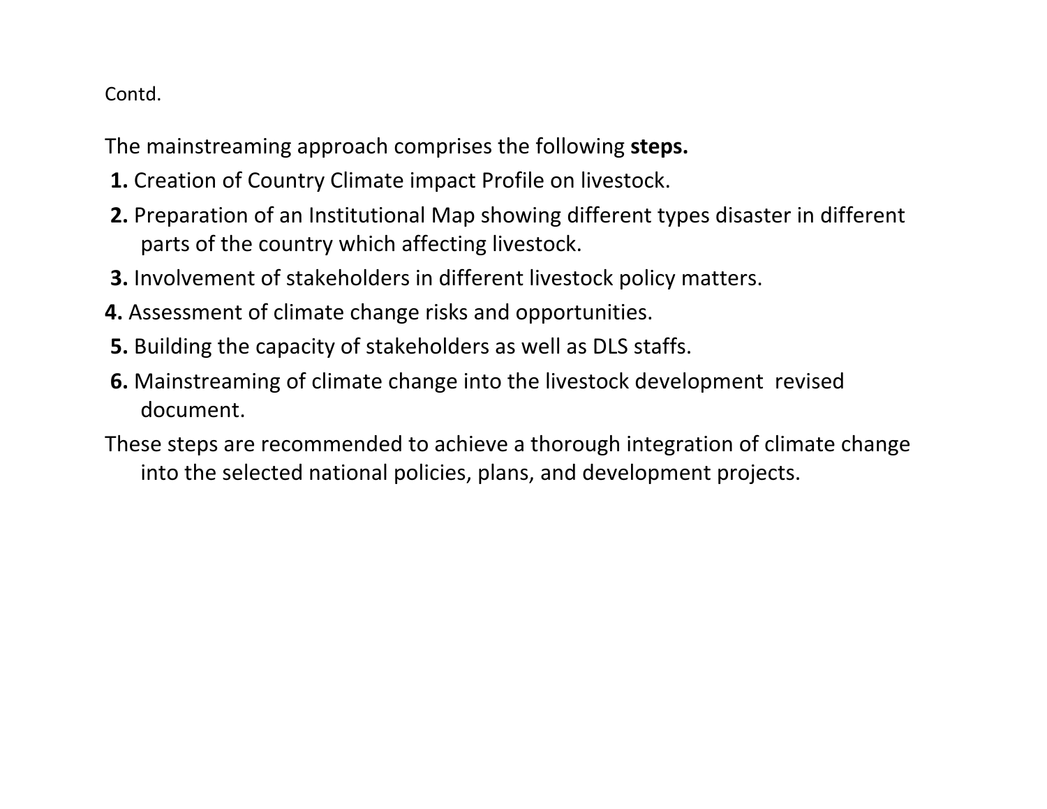Contd.

The mainstreaming approach comprises the following **steps.**

**1.** Creation of Country Climate impact Profile on livestock.

**2.** Preparation of an Institutional Map showing different types disaster in different parts of the country which affecting livestock.

**3.** Involvement of stakeholders in different livestock policy matters.

**4.** Assessment of climate change risks and opportunities.

**5.** Building the capacity of stakeholders as well as DLS staffs.

**6.** Mainstreaming of climate change into the livestock development revised document.

These steps are recommended to achieve a thorough integration of climate change into the selected national policies, plans, and development projects.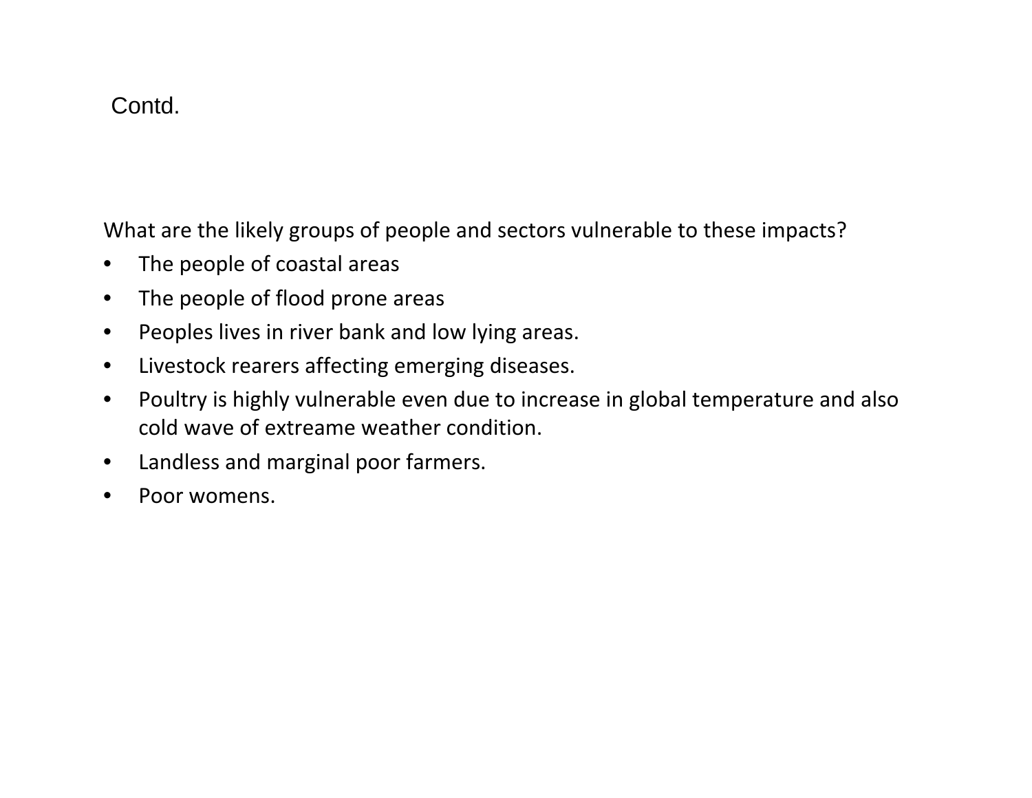## Contd.

What are the likely groups of people and sectors vulnerable to these impacts?

- The people of coastal areas
- The people of flood prone areas
- Peoples lives in river bank and low lying areas.
- Livestock rearers affecting emerging diseases.
- Poultry is highly vulnerable even due to increase in global temperature and also cold wave of extreame weather condition.
- Landless and marginal poor farmers.
- Poor womens.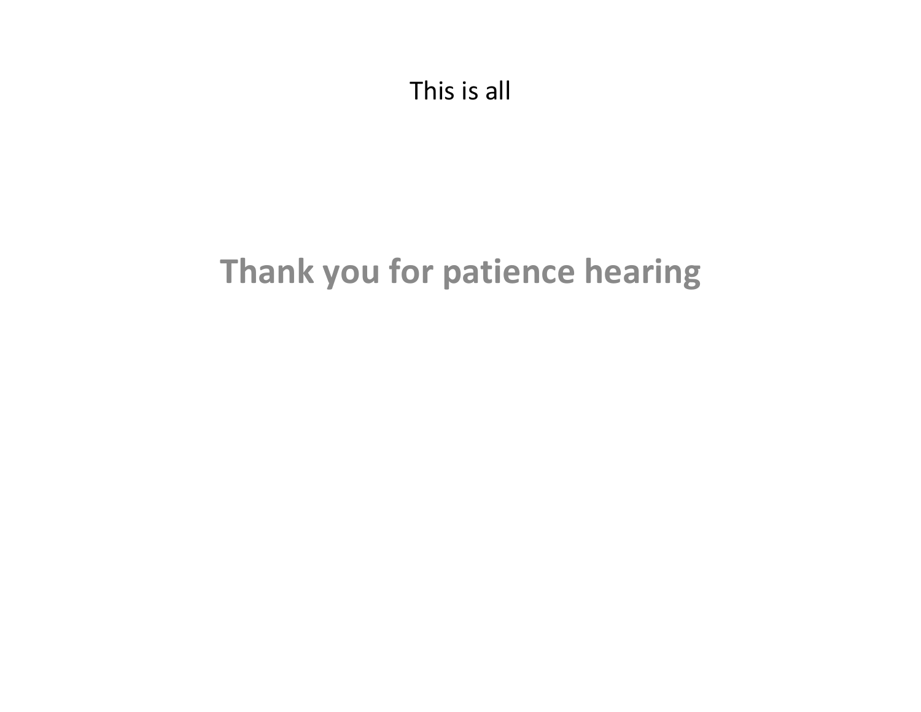This is all

**Thank you for patience hearing**